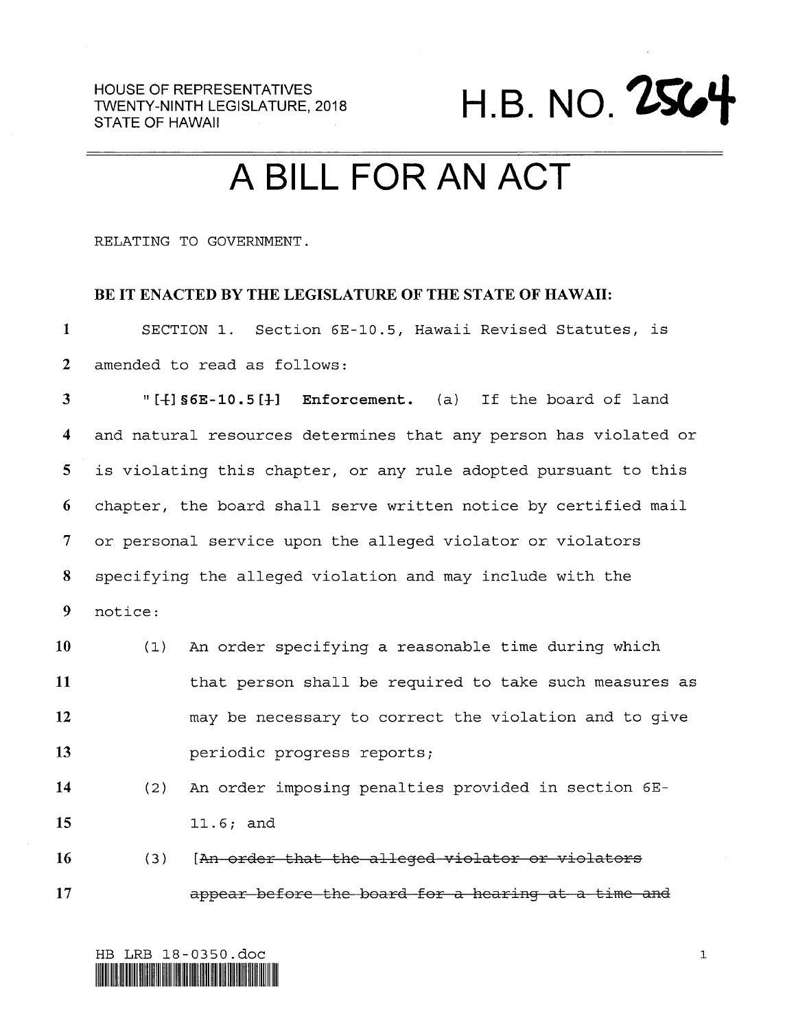HOUSE OF REPRESENTATIVES
TWENTY-NINTH LEGISLATURE, 2018
STATE OF HAWAII

# H.B. NO. 2564

# A BILL FOR AN ACT

RELATING TO GOVERNMENT.

**BE IT ENACTED BY THE LEGISLATURE OF THE STATE OF HAWAII:**

SECTION 1. Section 6E-10.5, Hawaii Revised Statutes, is amended to read as follows:

"[~~[~~]**§6E-10.5**[~~]~~] **Enforcement.** (a) If the board of land and natural resources determines that any person has violated or is violating this chapter, or any rule adopted pursuant to this chapter, the board shall serve written notice by certified mail or personal service upon the alleged violator or violators specifying the alleged violation and may include with the notice:

(1) An order specifying a reasonable time during which that person shall be required to take such measures as may be necessary to correct the violation and to give periodic progress reports;

(2) An order imposing penalties provided in section 6E-11.6; and

(3) [~~An order that the alleged violator or violators appear before the board for a hearing at a time and~~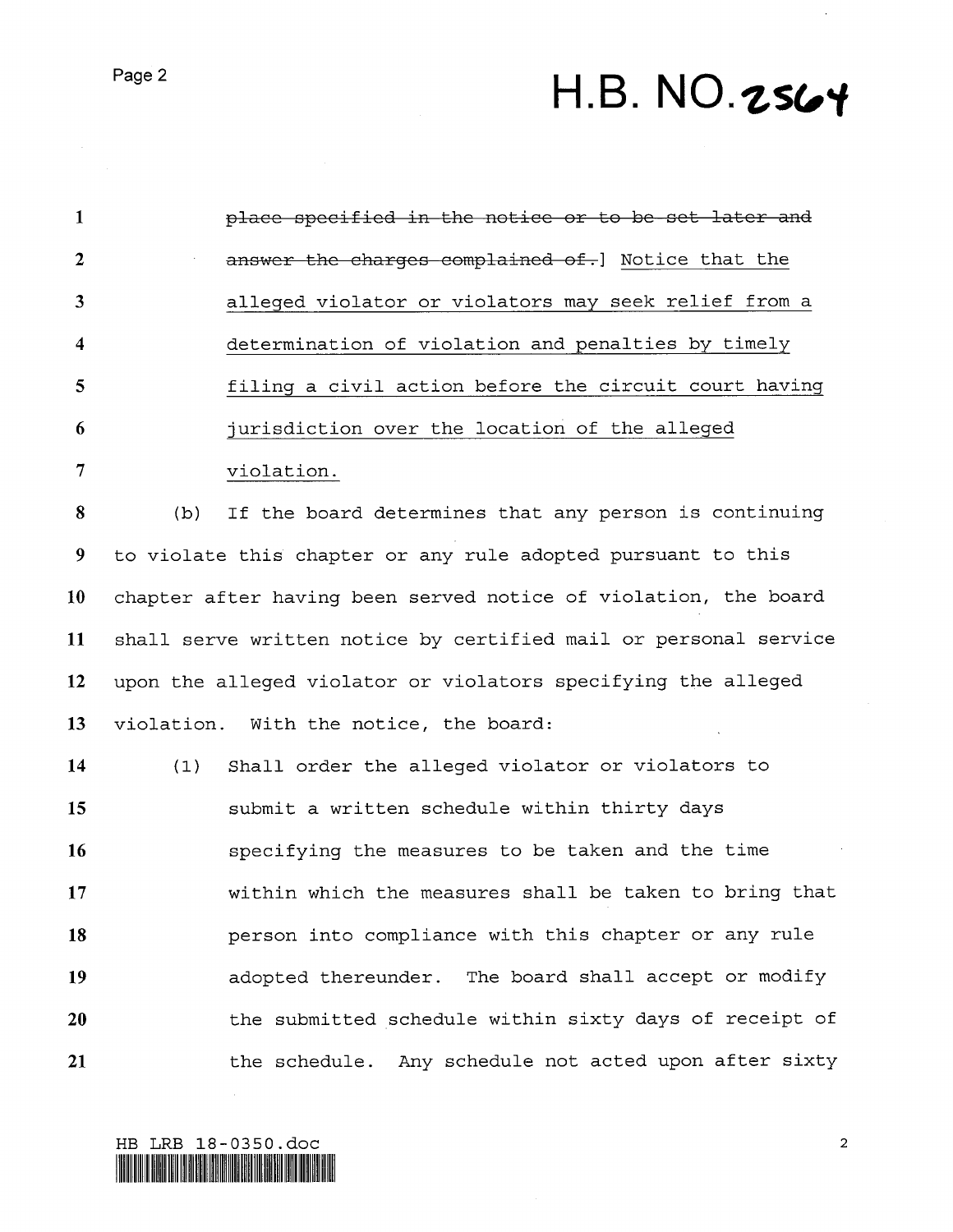~~place specified in the notice or to be set later and answer the charges complained of.~~] Notice that the alleged violator or violators may seek relief from a determination of violation and penalties by timely filing a civil action before the circuit court having jurisdiction over the location of the alleged violation.

(b) If the board determines that any person is continuing to violate this chapter or any rule adopted pursuant to this chapter after having been served notice of violation, the board shall serve written notice by certified mail or personal service upon the alleged violator or violators specifying the alleged violation. With the notice, the board:

(1) Shall order the alleged violator or violators to submit a written schedule within thirty days specifying the measures to be taken and the time within which the measures shall be taken to bring that person into compliance with this chapter or any rule adopted thereunder. The board shall accept or modify the submitted schedule within sixty days of receipt of the schedule. Any schedule not acted upon after sixty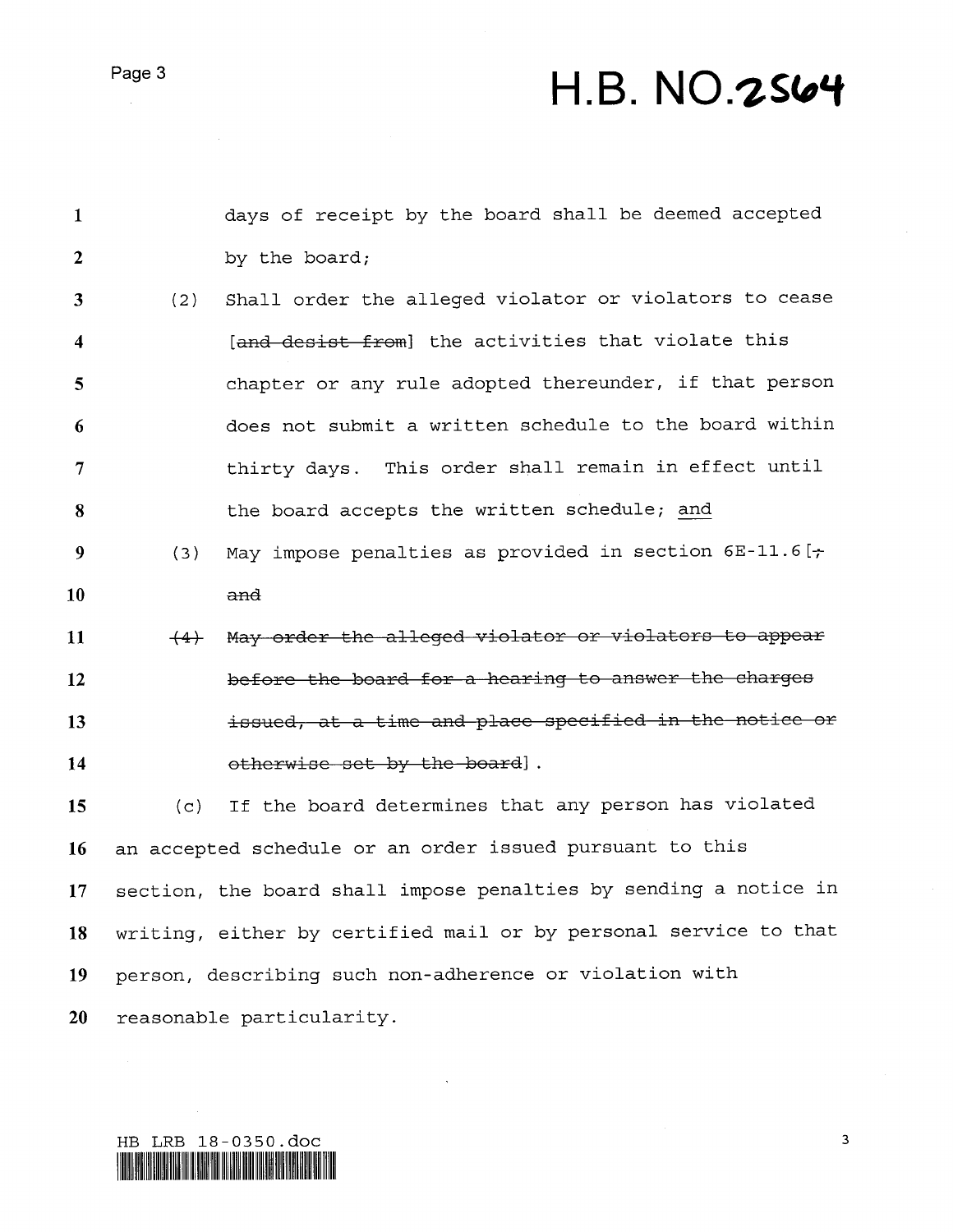days of receipt by the board shall be deemed accepted by the board;

(2) Shall order the alleged violator or violators to cease [~~and desist from~~] the activities that violate this chapter or any rule adopted thereunder, if that person does not submit a written schedule to the board within thirty days. This order shall remain in effect until the board accepts the written schedule; <u>and</u>

(3) May impose penalties as provided in section 6E-11.6[~~;~~
~~and~~

~~(4) May order the alleged violator or violators to appear before the board for a hearing to answer the charges issued, at a time and place specified in the notice or otherwise set by the board~~].

(c) If the board determines that any person has violated an accepted schedule or an order issued pursuant to this section, the board shall impose penalties by sending a notice in writing, either by certified mail or by personal service to that person, describing such non-adherence or violation with reasonable particularity.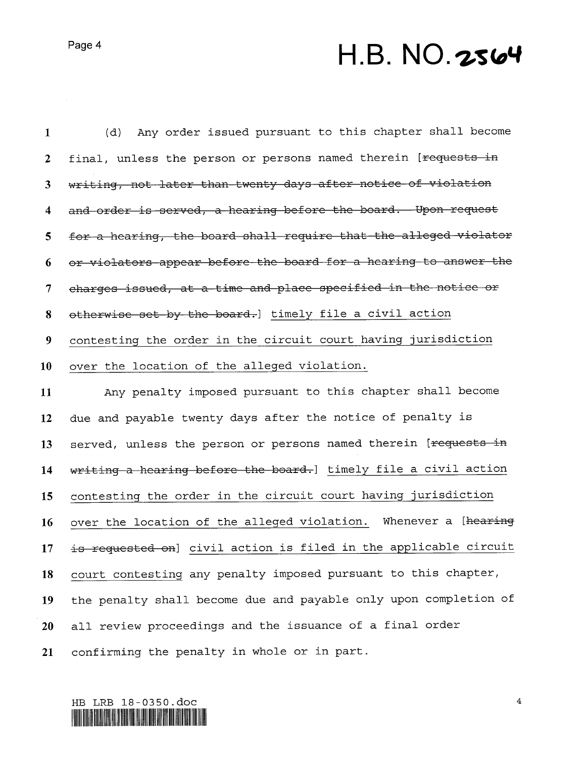(d) Any order issued pursuant to this chapter shall become final, unless the person or persons named therein [~~requests in writing, not later than twenty days after notice of violation and order is served, a hearing before the board. Upon request for a hearing, the board shall require that the alleged violator or violators appear before the board for a hearing to answer the charges issued, at a time and place specified in the notice or otherwise set by the board.~~] <u>timely file a civil action contesting the order in the circuit court having jurisdiction over the location of the alleged violation.</u>

Any penalty imposed pursuant to this chapter shall become due and payable twenty days after the notice of penalty is served, unless the person or persons named therein [~~requests in writing a hearing before the board.~~] <u>timely file a civil action contesting the order in the circuit court having jurisdiction over the location of the alleged violation.</u> Whenever a [~~hearing is requested on~~] <u>civil action is filed in the applicable circuit court contesting</u> any penalty imposed pursuant to this chapter, the penalty shall become due and payable only upon completion of all review proceedings and the issuance of a final order confirming the penalty in whole or in part.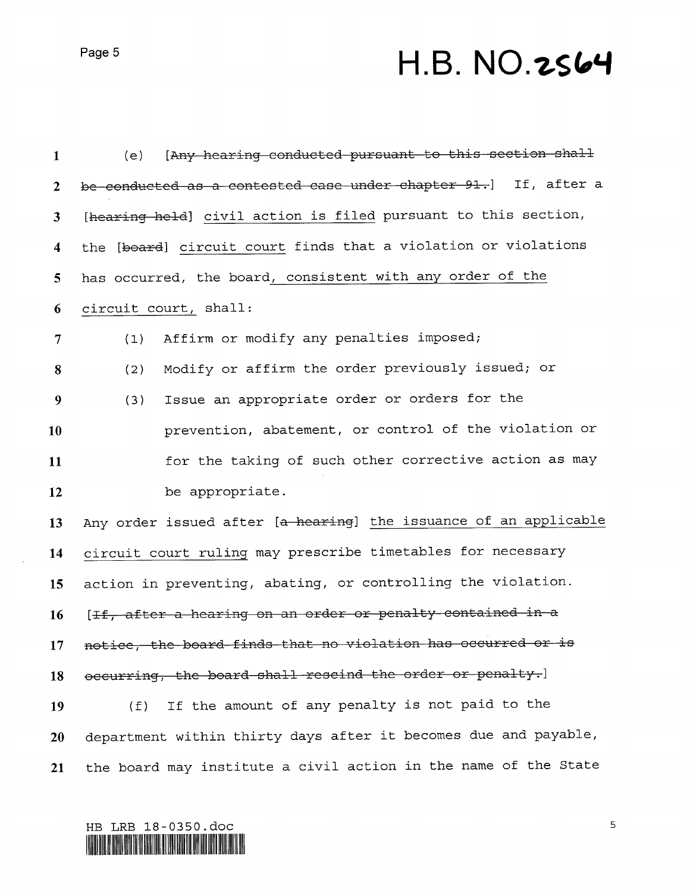(e) [~~Any hearing conducted pursuant to this section shall be conducted as a contested case under chapter 91.~~] If, after a [~~hearing held~~] <u>civil action is filed</u> pursuant to this section, the [~~board~~] <u>circuit court</u> finds that a violation or violations has occurred, the board<u>, consistent with any order of the circuit court,</u> shall:

(1) Affirm or modify any penalties imposed;

(2) Modify or affirm the order previously issued; or

(3) Issue an appropriate order or orders for the prevention, abatement, or control of the violation or for the taking of such other corrective action as may be appropriate.

Any order issued after [~~a hearing~~] <u>the issuance of an applicable circuit court ruling</u> may prescribe timetables for necessary action in preventing, abating, or controlling the violation. [~~If, after a hearing on an order or penalty contained in a notice, the board finds that no violation has occurred or is occurring, the board shall rescind the order or penalty.~~]

(f) If the amount of any penalty is not paid to the department within thirty days after it becomes due and payable, the board may institute a civil action in the name of the State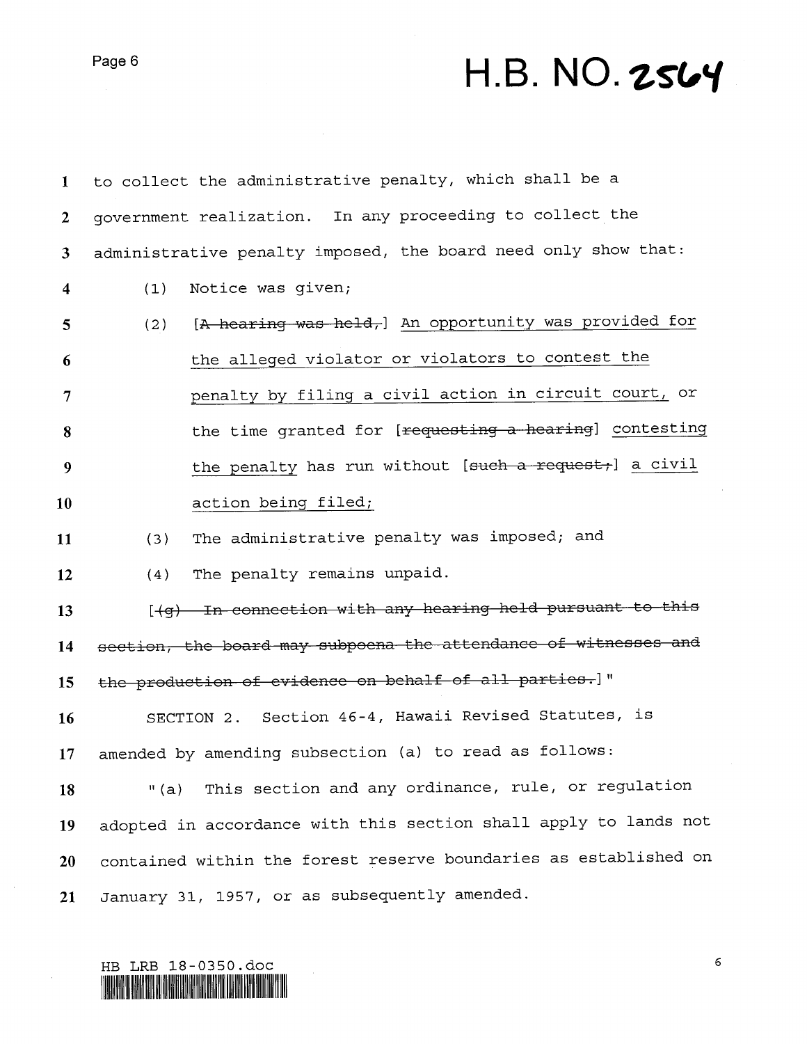to collect the administrative penalty, which shall be a government realization. In any proceeding to collect the administrative penalty imposed, the board need only show that:

(1) Notice was given;

(2) [~~A hearing was held,~~] <u>An opportunity was provided for the alleged violator or violators to contest the penalty by filing a civil action in circuit court,</u> or the time granted for [~~requesting a hearing~~] <u>contesting the penalty</u> has run without [~~such a request;~~] <u>a civil action being filed;</u>

(3) The administrative penalty was imposed; and

(4) The penalty remains unpaid.

[~~(g) In connection with any hearing held pursuant to this section, the board may subpoena the attendance of witnesses and the production of evidence on behalf of all parties.~~]"

SECTION 2. Section 46-4, Hawaii Revised Statutes, is amended by amending subsection (a) to read as follows:

"(a) This section and any ordinance, rule, or regulation adopted in accordance with this section shall apply to lands not contained within the forest reserve boundaries as established on January 31, 1957, or as subsequently amended.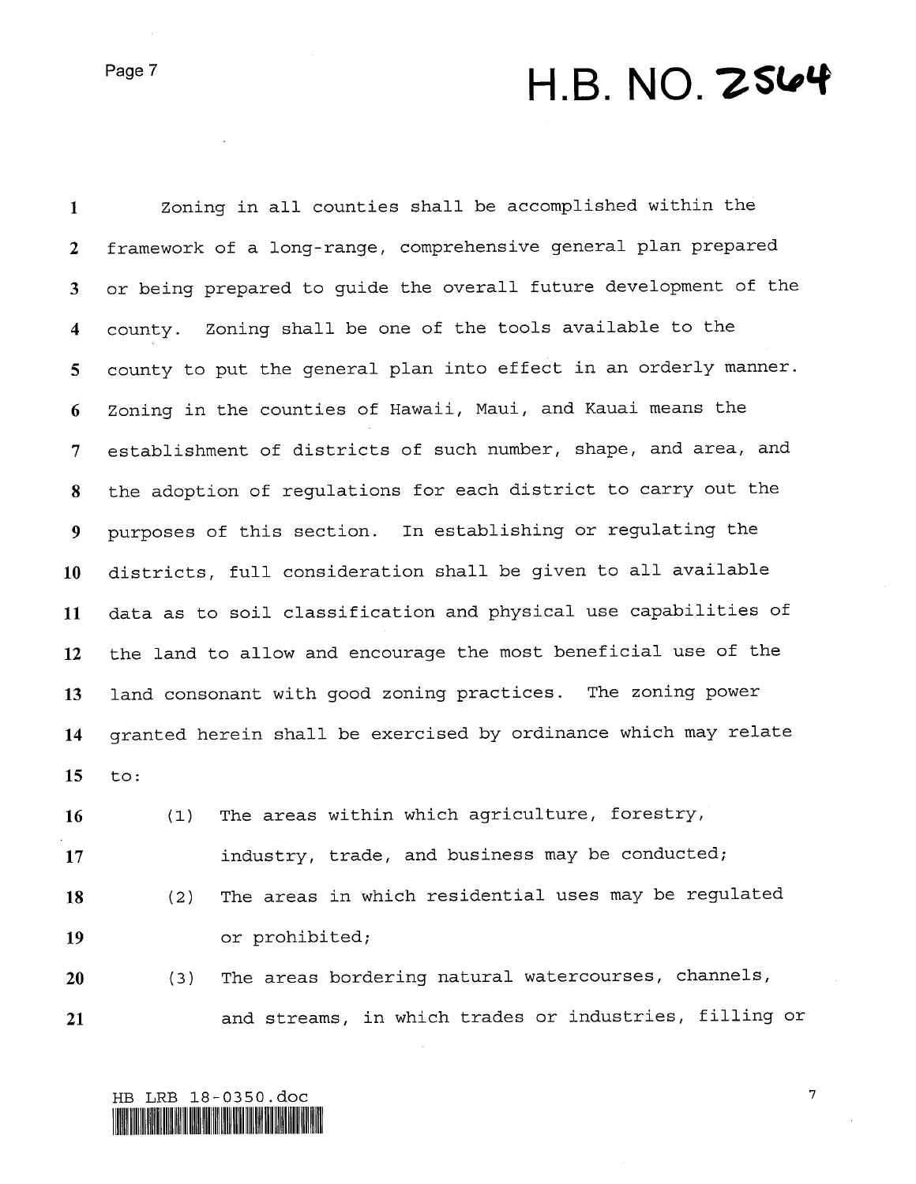Zoning in all counties shall be accomplished within the framework of a long-range, comprehensive general plan prepared or being prepared to guide the overall future development of the county. Zoning shall be one of the tools available to the county to put the general plan into effect in an orderly manner. Zoning in the counties of Hawaii, Maui, and Kauai means the establishment of districts of such number, shape, and area, and the adoption of regulations for each district to carry out the purposes of this section. In establishing or regulating the districts, full consideration shall be given to all available data as to soil classification and physical use capabilities of the land to allow and encourage the most beneficial use of the land consonant with good zoning practices. The zoning power granted herein shall be exercised by ordinance which may relate to:

(1) The areas within which agriculture, forestry, industry, trade, and business may be conducted;

(2) The areas in which residential uses may be regulated or prohibited;

(3) The areas bordering natural watercourses, channels, and streams, in which trades or industries, filling or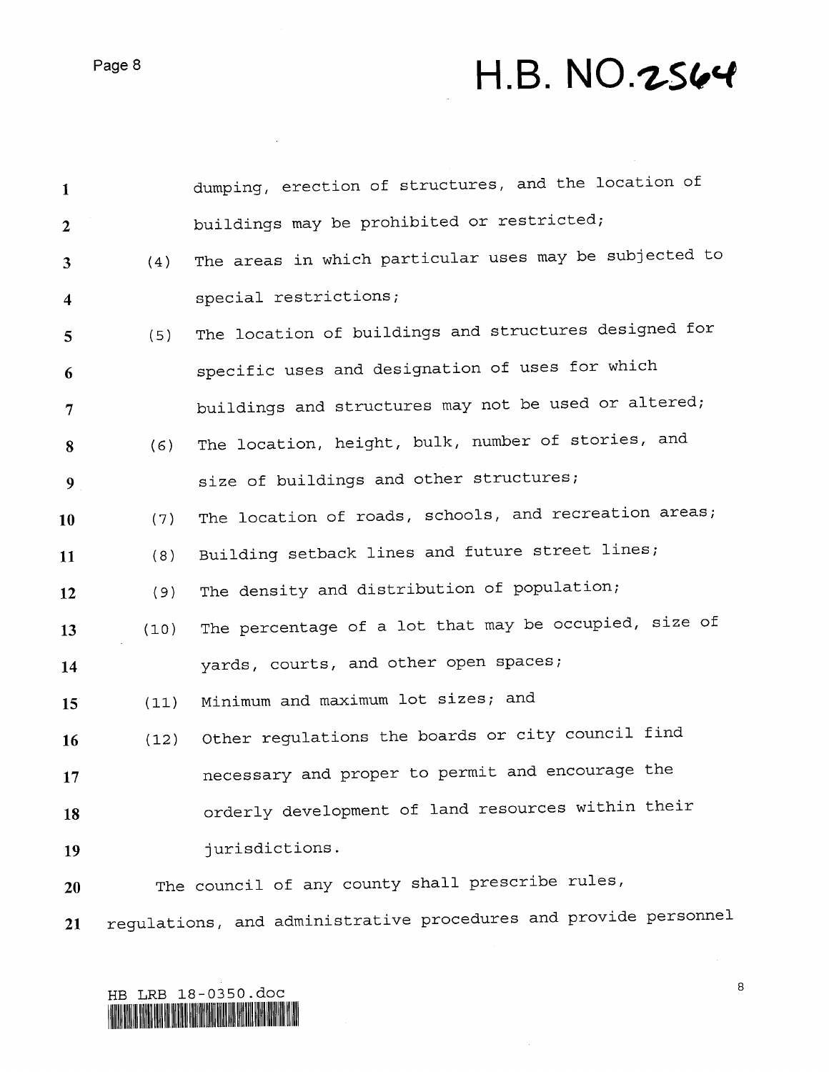dumping, erection of structures, and the location of buildings may be prohibited or restricted;

(4) The areas in which particular uses may be subjected to special restrictions;

(5) The location of buildings and structures designed for specific uses and designation of uses for which buildings and structures may not be used or altered;

(6) The location, height, bulk, number of stories, and size of buildings and other structures;

(7) The location of roads, schools, and recreation areas;

(8) Building setback lines and future street lines;

(9) The density and distribution of population;

(10) The percentage of a lot that may be occupied, size of yards, courts, and other open spaces;

(11) Minimum and maximum lot sizes; and

(12) Other regulations the boards or city council find necessary and proper to permit and encourage the orderly development of land resources within their jurisdictions.

The council of any county shall prescribe rules, regulations, and administrative procedures and provide personnel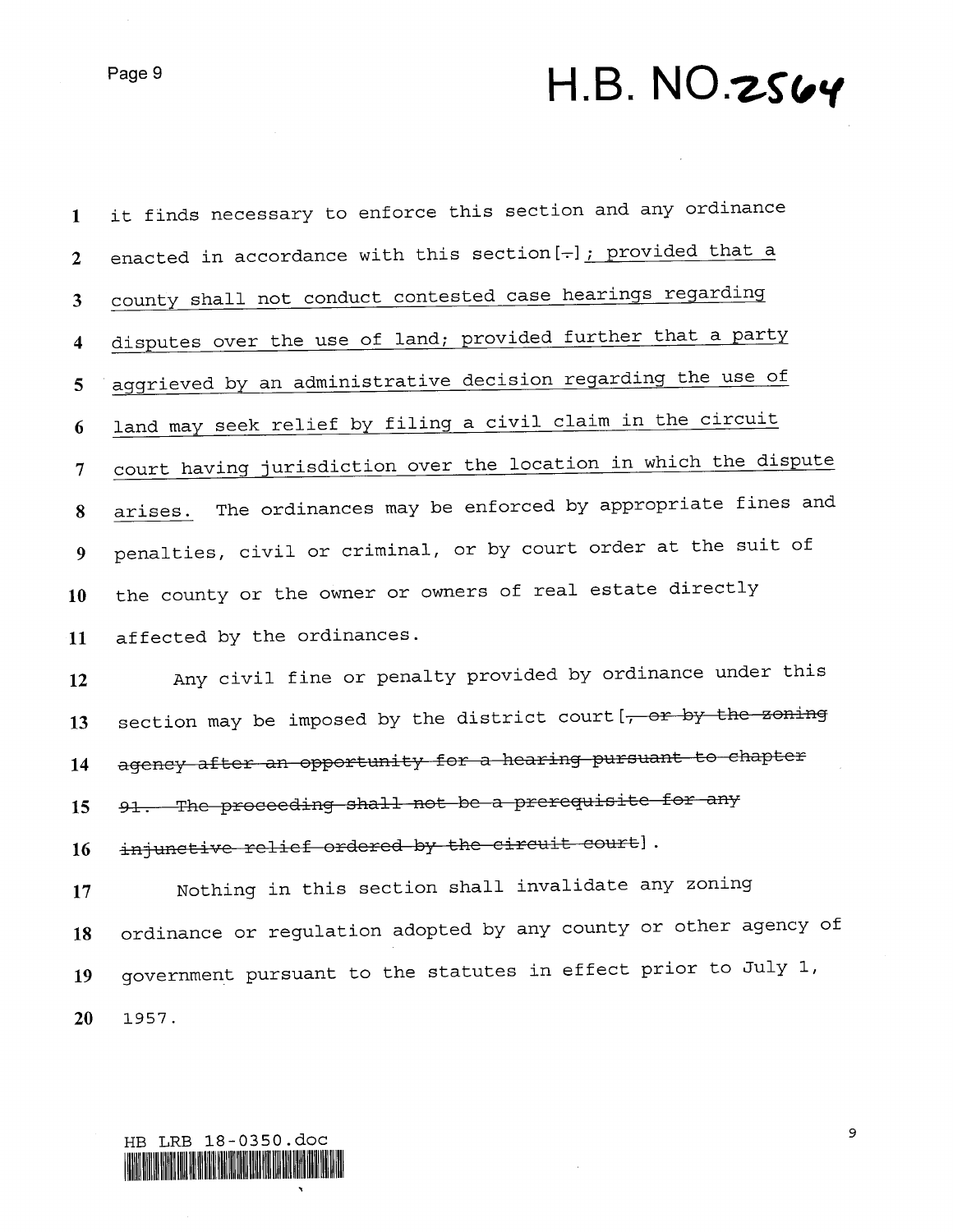it finds necessary to enforce this section and any ordinance enacted in accordance with this section[~~.~~]<u>; provided that a county shall not conduct contested case hearings regarding disputes over the use of land; provided further that a party aggrieved by an administrative decision regarding the use of land may seek relief by filing a civil claim in the circuit court having jurisdiction over the location in which the dispute arises.</u> The ordinances may be enforced by appropriate fines and penalties, civil or criminal, or by court order at the suit of the county or the owner or owners of real estate directly affected by the ordinances.

Any civil fine or penalty provided by ordinance under this section may be imposed by the district court[~~, or by the zoning agency after an opportunity for a hearing pursuant to chapter 91. The proceeding shall not be a prerequisite for any injunctive relief ordered by the circuit court~~].

Nothing in this section shall invalidate any zoning ordinance or regulation adopted by any county or other agency of government pursuant to the statutes in effect prior to July 1, 1957.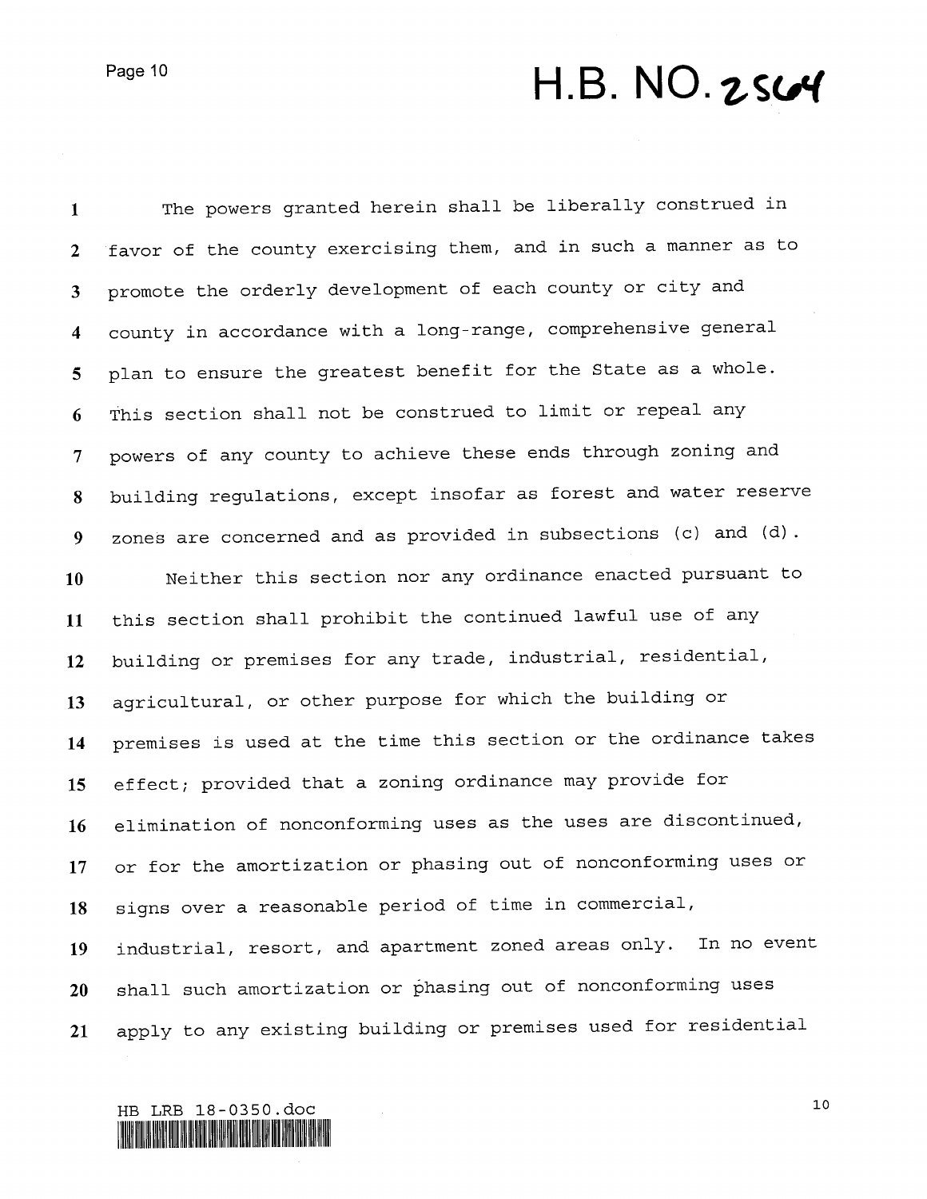The powers granted herein shall be liberally construed in favor of the county exercising them, and in such a manner as to promote the orderly development of each county or city and county in accordance with a long-range, comprehensive general plan to ensure the greatest benefit for the State as a whole. This section shall not be construed to limit or repeal any powers of any county to achieve these ends through zoning and building regulations, except insofar as forest and water reserve zones are concerned and as provided in subsections (c) and (d).

Neither this section nor any ordinance enacted pursuant to this section shall prohibit the continued lawful use of any building or premises for any trade, industrial, residential, agricultural, or other purpose for which the building or premises is used at the time this section or the ordinance takes effect; provided that a zoning ordinance may provide for elimination of nonconforming uses as the uses are discontinued, or for the amortization or phasing out of nonconforming uses or signs over a reasonable period of time in commercial, industrial, resort, and apartment zoned areas only. In no event shall such amortization or phasing out of nonconforming uses apply to any existing building or premises used for residential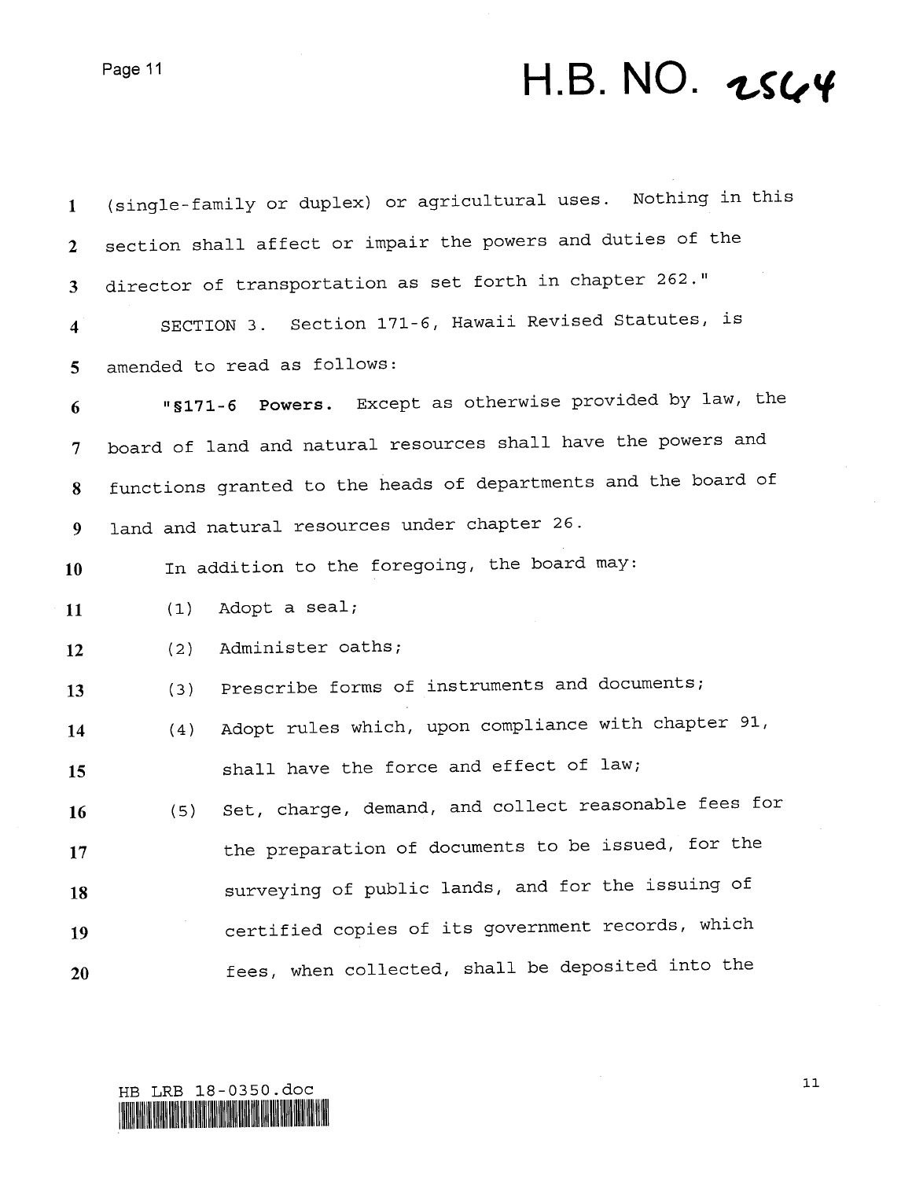(single-family or duplex) or agricultural uses. Nothing in this section shall affect or impair the powers and duties of the director of transportation as set forth in chapter 262."

SECTION 3. Section 171-6, Hawaii Revised Statutes, is amended to read as follows:

"**§171-6 Powers.** Except as otherwise provided by law, the board of land and natural resources shall have the powers and functions granted to the heads of departments and the board of land and natural resources under chapter 26.

In addition to the foregoing, the board may:

(1) Adopt a seal;

(2) Administer oaths;

(3) Prescribe forms of instruments and documents;

(4) Adopt rules which, upon compliance with chapter 91, shall have the force and effect of law;

(5) Set, charge, demand, and collect reasonable fees for the preparation of documents to be issued, for the surveying of public lands, and for the issuing of certified copies of its government records, which fees, when collected, shall be deposited into the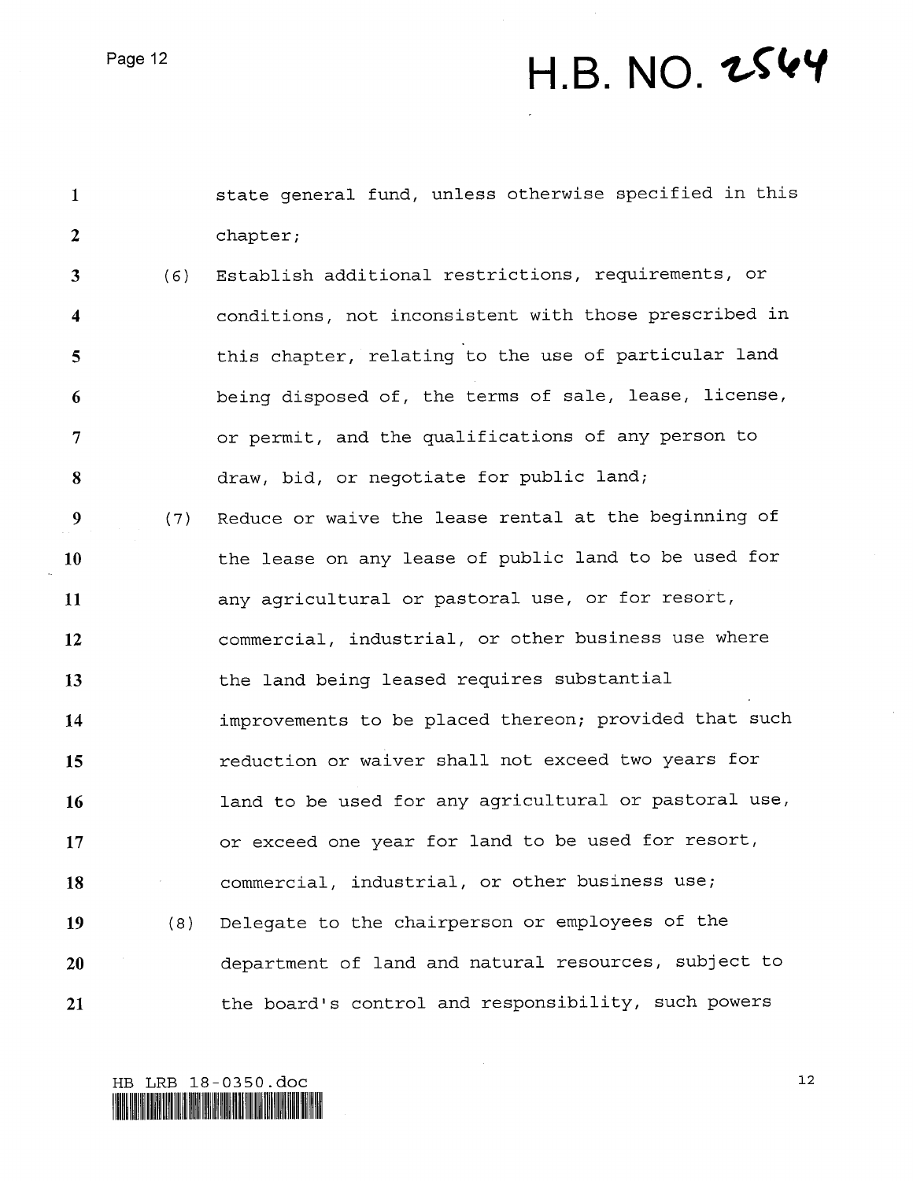state general fund, unless otherwise specified in this chapter;

(6) Establish additional restrictions, requirements, or conditions, not inconsistent with those prescribed in this chapter, relating to the use of particular land being disposed of, the terms of sale, lease, license, or permit, and the qualifications of any person to draw, bid, or negotiate for public land;

(7) Reduce or waive the lease rental at the beginning of the lease on any lease of public land to be used for any agricultural or pastoral use, or for resort, commercial, industrial, or other business use where the land being leased requires substantial improvements to be placed thereon; provided that such reduction or waiver shall not exceed two years for land to be used for any agricultural or pastoral use, or exceed one year for land to be used for resort, commercial, industrial, or other business use;

(8) Delegate to the chairperson or employees of the department of land and natural resources, subject to the board's control and responsibility, such powers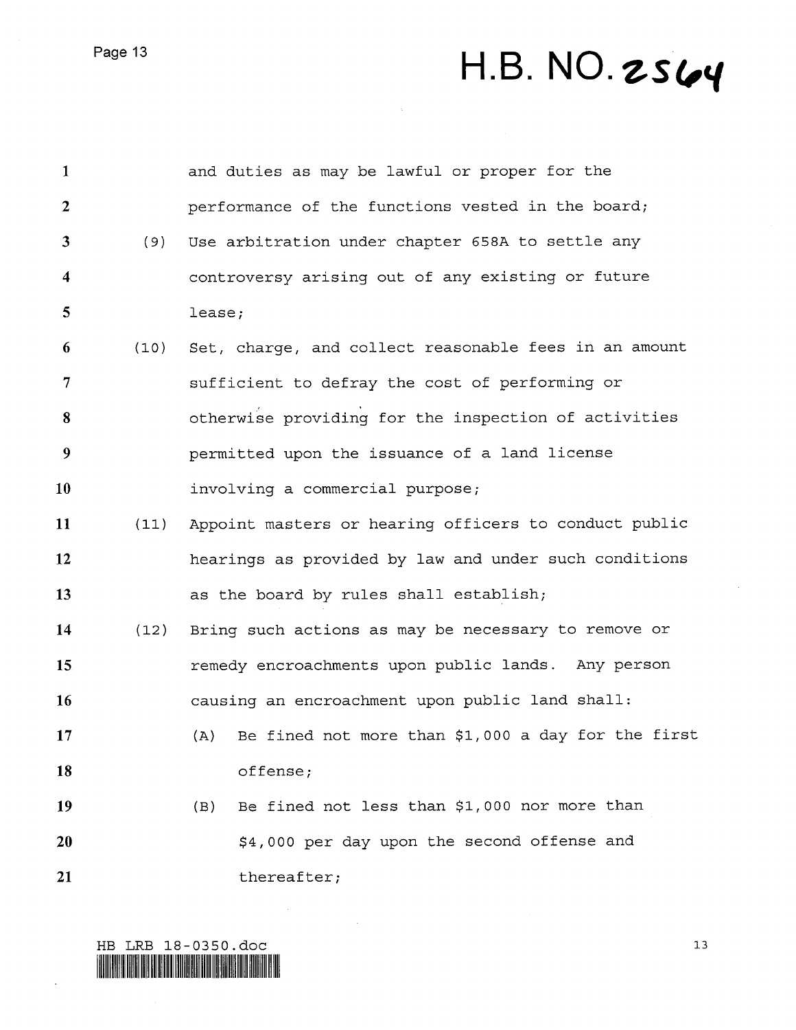and duties as may be lawful or proper for the performance of the functions vested in the board;

(9) Use arbitration under chapter 658A to settle any controversy arising out of any existing or future lease;

(10) Set, charge, and collect reasonable fees in an amount sufficient to defray the cost of performing or otherwise providing for the inspection of activities permitted upon the issuance of a land license involving a commercial purpose;

(11) Appoint masters or hearing officers to conduct public hearings as provided by law and under such conditions as the board by rules shall establish;

(12) Bring such actions as may be necessary to remove or remedy encroachments upon public lands. Any person causing an encroachment upon public land shall:

   (A) Be fined not more than $1,000 a day for the first offense;

   (B) Be fined not less than $1,000 nor more than $4,000 per day upon the second offense and thereafter;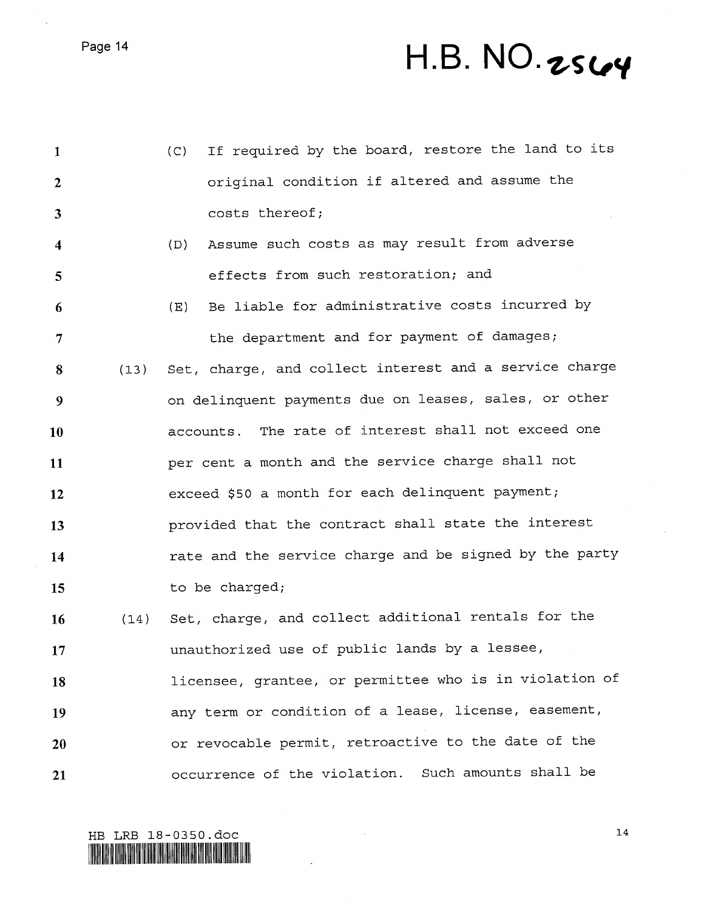(C) If required by the board, restore the land to its original condition if altered and assume the costs thereof;

(D) Assume such costs as may result from adverse effects from such restoration; and

(E) Be liable for administrative costs incurred by the department and for payment of damages;

(13) Set, charge, and collect interest and a service charge on delinquent payments due on leases, sales, or other accounts. The rate of interest shall not exceed one per cent a month and the service charge shall not exceed $50 a month for each delinquent payment; provided that the contract shall state the interest rate and the service charge and be signed by the party to be charged;

(14) Set, charge, and collect additional rentals for the unauthorized use of public lands by a lessee, licensee, grantee, or permittee who is in violation of any term or condition of a lease, license, easement, or revocable permit, retroactive to the date of the occurrence of the violation. Such amounts shall be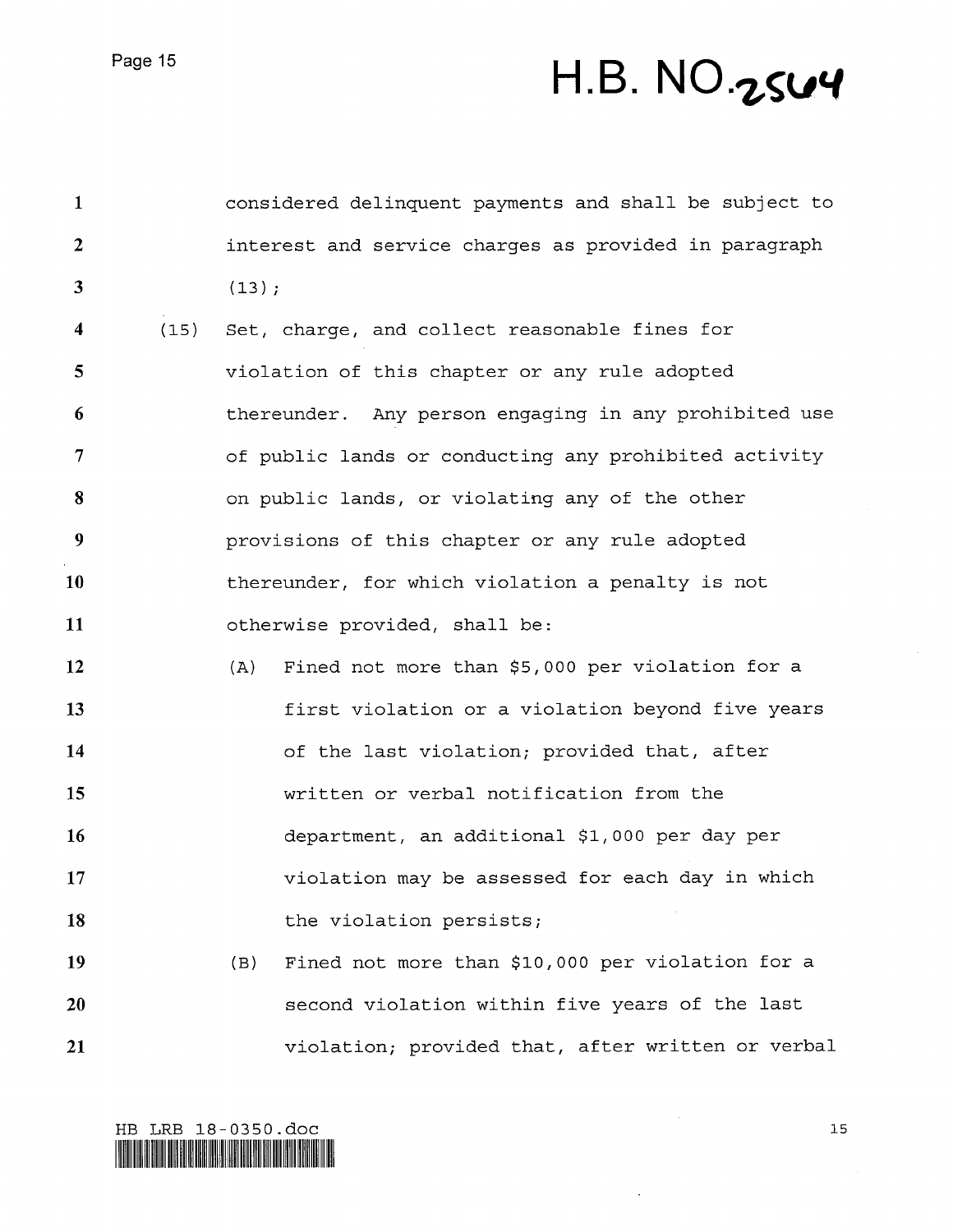considered delinquent payments and shall be subject to interest and service charges as provided in paragraph (13);

(15) Set, charge, and collect reasonable fines for violation of this chapter or any rule adopted thereunder. Any person engaging in any prohibited use of public lands or conducting any prohibited activity on public lands, or violating any of the other provisions of this chapter or any rule adopted thereunder, for which violation a penalty is not otherwise provided, shall be:

(A) Fined not more than $5,000 per violation for a first violation or a violation beyond five years of the last violation; provided that, after written or verbal notification from the department, an additional $1,000 per day per violation may be assessed for each day in which the violation persists;

(B) Fined not more than $10,000 per violation for a second violation within five years of the last violation; provided that, after written or verbal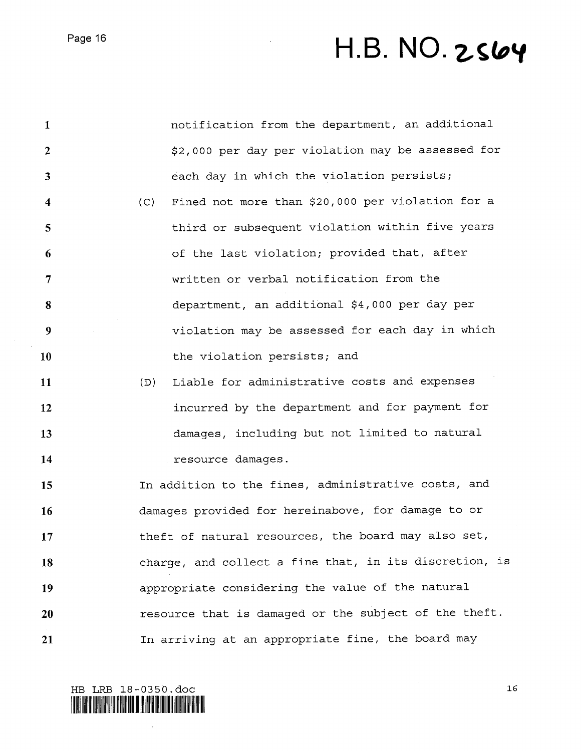notification from the department, an additional $2,000 per day per violation may be assessed for each day in which the violation persists;

(C) Fined not more than $20,000 per violation for a third or subsequent violation within five years of the last violation; provided that, after written or verbal notification from the department, an additional $4,000 per day per violation may be assessed for each day in which the violation persists; and

(D) Liable for administrative costs and expenses incurred by the department and for payment for damages, including but not limited to natural resource damages.

In addition to the fines, administrative costs, and damages provided for hereinabove, for damage to or theft of natural resources, the board may also set, charge, and collect a fine that, in its discretion, is appropriate considering the value of the natural resource that is damaged or the subject of the theft. In arriving at an appropriate fine, the board may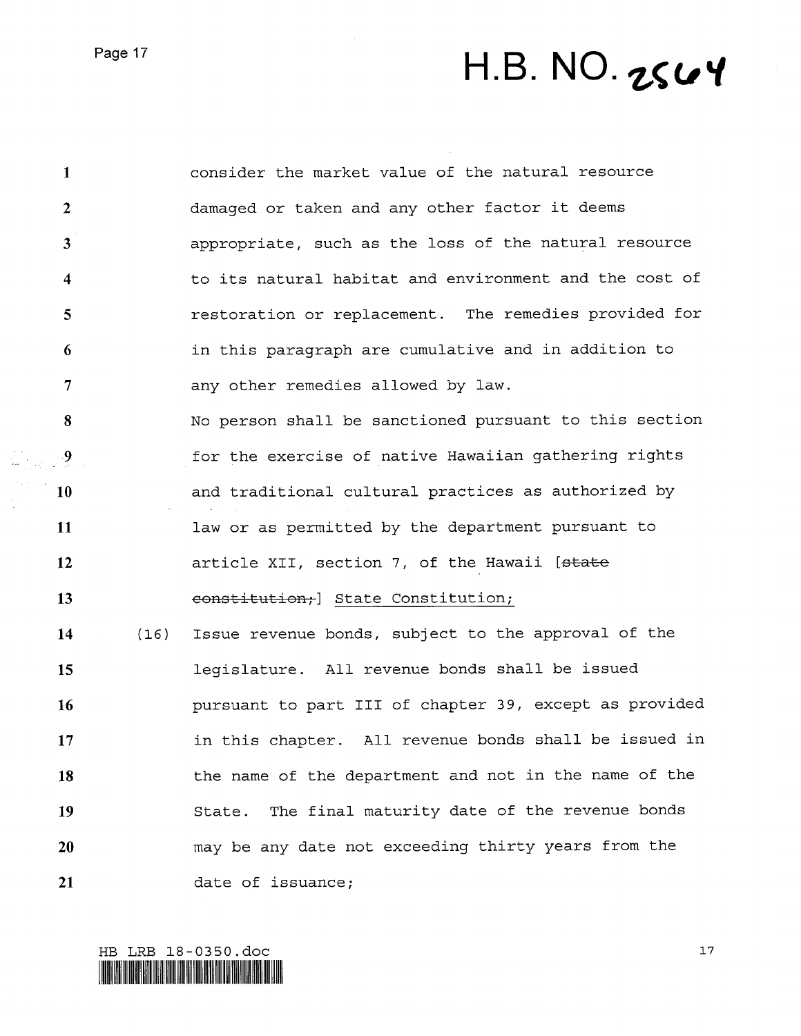consider the market value of the natural resource damaged or taken and any other factor it deems appropriate, such as the loss of the natural resource to its natural habitat and environment and the cost of restoration or replacement. The remedies provided for in this paragraph are cumulative and in addition to any other remedies allowed by law.

No person shall be sanctioned pursuant to this section for the exercise of native Hawaiian gathering rights and traditional cultural practices as authorized by law or as permitted by the department pursuant to article XII, section 7, of the Hawaii [~~state constitution;~~] <u>State Constitution;</u>

(16) Issue revenue bonds, subject to the approval of the legislature. All revenue bonds shall be issued pursuant to part III of chapter 39, except as provided in this chapter. All revenue bonds shall be issued in the name of the department and not in the name of the State. The final maturity date of the revenue bonds may be any date not exceeding thirty years from the date of issuance;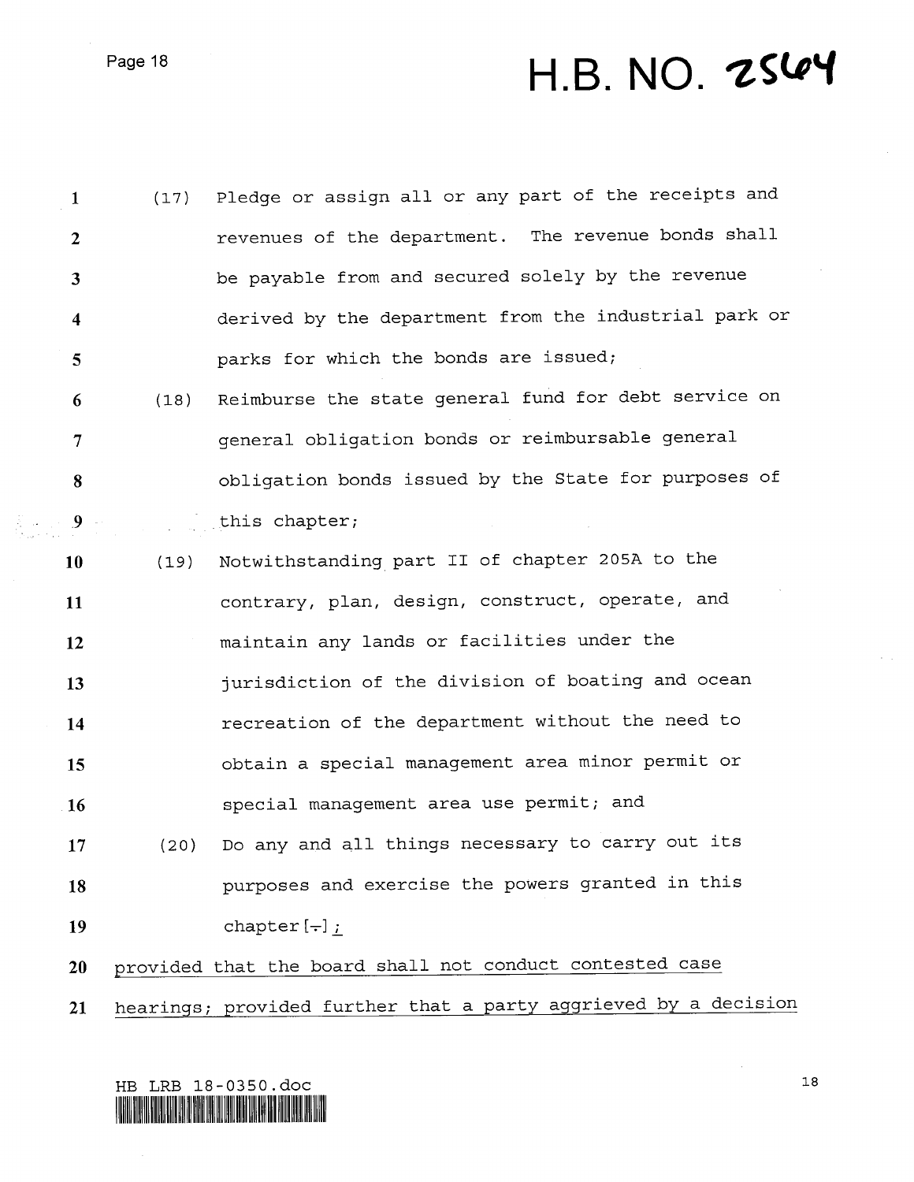(17) Pledge or assign all or any part of the receipts and revenues of the department. The revenue bonds shall be payable from and secured solely by the revenue derived by the department from the industrial park or parks for which the bonds are issued;

(18) Reimburse the state general fund for debt service on general obligation bonds or reimbursable general obligation bonds issued by the State for purposes of this chapter;

(19) Notwithstanding part II of chapter 205A to the contrary, plan, design, construct, operate, and maintain any lands or facilities under the jurisdiction of the division of boating and ocean recreation of the department without the need to obtain a special management area minor permit or special management area use permit; and

(20) Do any and all things necessary to carry out its purposes and exercise the powers granted in this chapter[.]<u>;</u>

<u>provided that the board shall not conduct contested case hearings; provided further that a party aggrieved by a decision</u>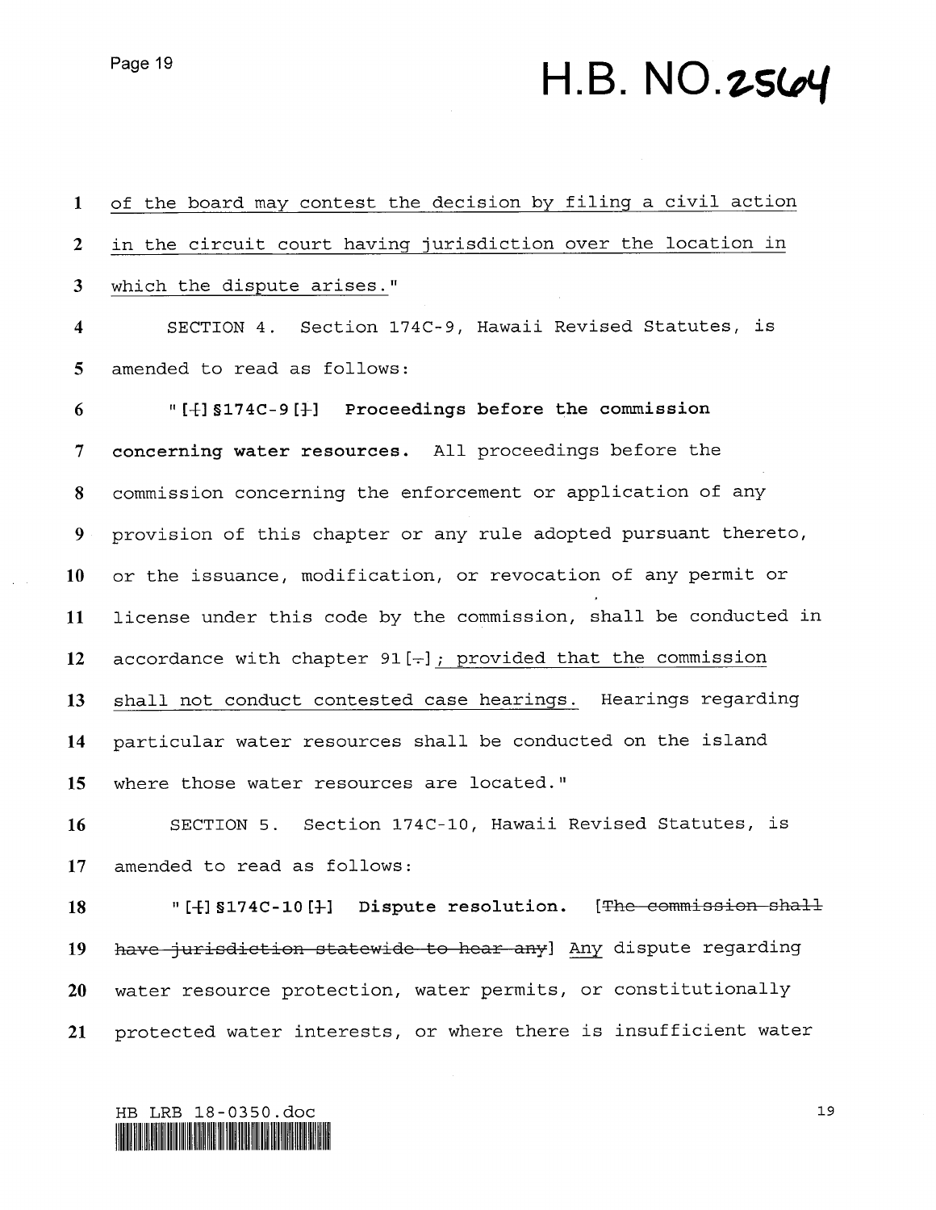of the board may contest the decision by filing a civil action in the circuit court having jurisdiction over the location in which the dispute arises."

SECTION 4. Section 174C-9, Hawaii Revised Statutes, is amended to read as follows:

"[[]§174C-9[]] **Proceedings before the commission concerning water resources.** All proceedings before the commission concerning the enforcement or application of any provision of this chapter or any rule adopted pursuant thereto, or the issuance, modification, or revocation of any permit or license under this code by the commission, shall be conducted in accordance with chapter 91[~~.~~]; provided that the commission shall not conduct contested case hearings. Hearings regarding particular water resources shall be conducted on the island where those water resources are located."

SECTION 5. Section 174C-10, Hawaii Revised Statutes, is amended to read as follows:

"[[]§174C-10[]] **Dispute resolution.** [~~The commission shall have jurisdiction statewide to hear any~~] Any dispute regarding water resource protection, water permits, or constitutionally protected water interests, or where there is insufficient water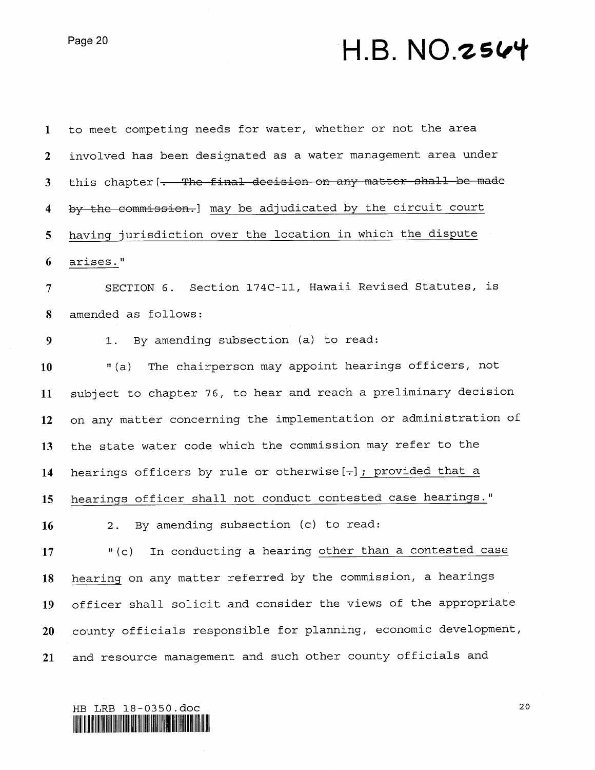to meet competing needs for water, whether or not the area involved has been designated as a water management area under this chapter [~~. The final decision on any matter shall be made by the commission.~~] <u>may be adjudicated by the circuit court having jurisdiction over the location in which the dispute arises.</u>"

SECTION 6. Section 174C-11, Hawaii Revised Statutes, is amended as follows:

1. By amending subsection (a) to read:

"(a) The chairperson may appoint hearings officers, not subject to chapter 76, to hear and reach a preliminary decision on any matter concerning the implementation or administration of the state water code which the commission may refer to the hearings officers by rule or otherwise [~~.~~]<u>; provided that a hearings officer shall not conduct contested case hearings.</u>"

2. By amending subsection (c) to read:

"(c) In conducting a hearing <u>other than a contested case hearing</u> on any matter referred by the commission, a hearings officer shall solicit and consider the views of the appropriate county officials responsible for planning, economic development, and resource management and such other county officials and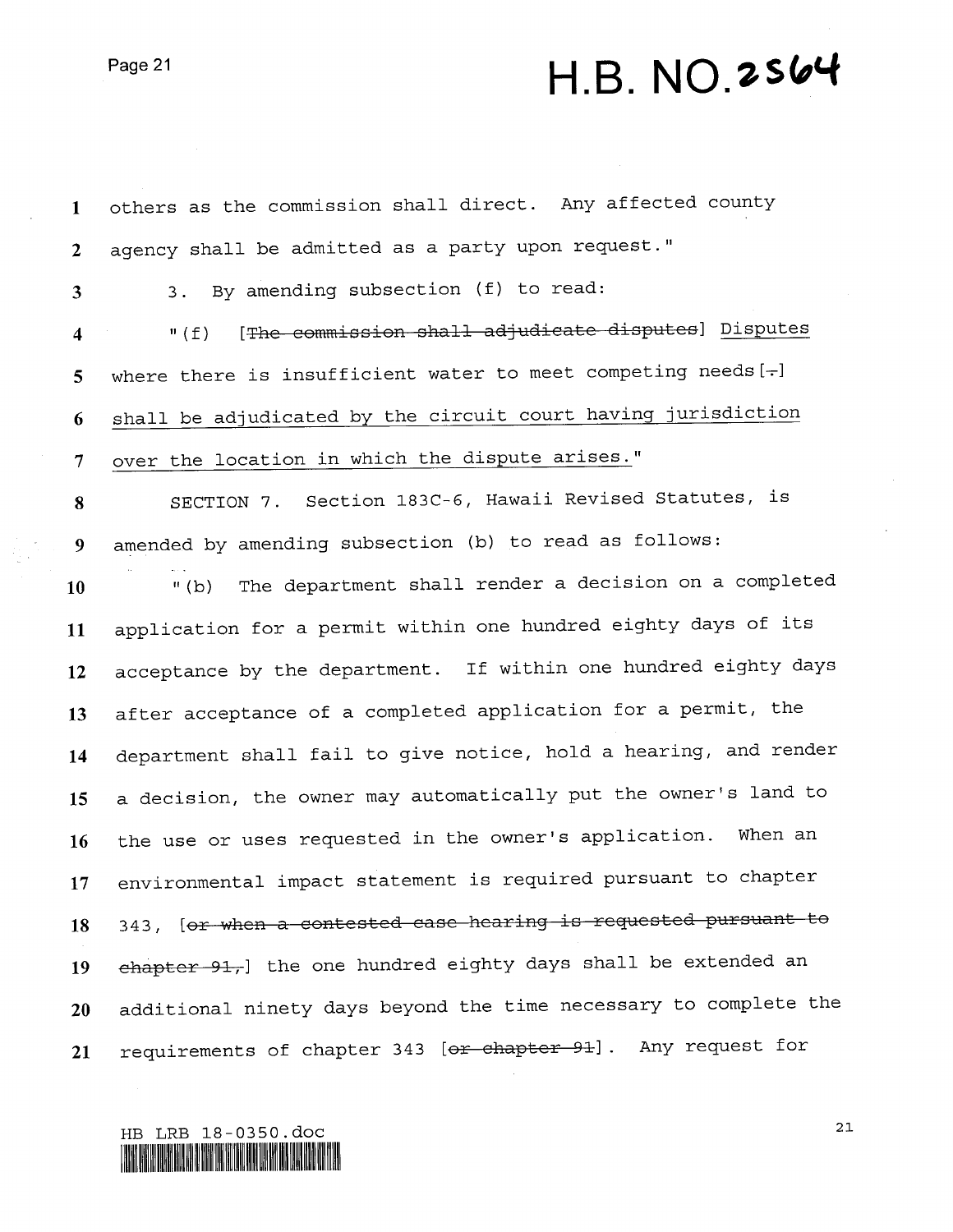others as the commission shall direct. Any affected county agency shall be admitted as a party upon request."

3. By amending subsection (f) to read:

"(f) [~~The commission shall adjudicate disputes~~] Disputes where there is insufficient water to meet competing needs[~~.~~] shall be adjudicated by the circuit court having jurisdiction over the location in which the dispute arises."

SECTION 7. Section 183C-6, Hawaii Revised Statutes, is amended by amending subsection (b) to read as follows:

"(b) The department shall render a decision on a completed application for a permit within one hundred eighty days of its acceptance by the department. If within one hundred eighty days after acceptance of a completed application for a permit, the department shall fail to give notice, hold a hearing, and render a decision, the owner may automatically put the owner's land to the use or uses requested in the owner's application. When an environmental impact statement is required pursuant to chapter 343, [~~or when a contested case hearing is requested pursuant to chapter 91,~~] the one hundred eighty days shall be extended an additional ninety days beyond the time necessary to complete the requirements of chapter 343 [~~or chapter 91~~]. Any request for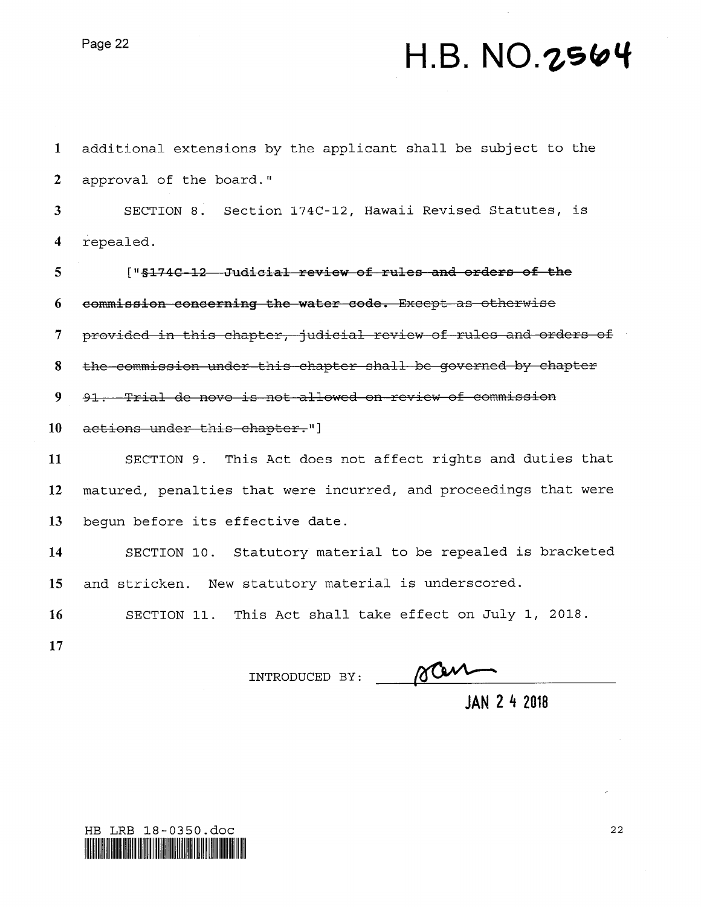additional extensions by the applicant shall be subject to the approval of the board."

SECTION 8. Section 174C-12, Hawaii Revised Statutes, is repealed.

["~~§174C-12 Judicial review of rules and orders of the commission concerning the water code. Except as otherwise provided in this chapter, judicial review of rules and orders of the commission under this chapter shall be governed by chapter 91. Trial de novo is not allowed on review of commission actions under this chapter.~~"]

SECTION 9. This Act does not affect rights and duties that matured, penalties that were incurred, and proceedings that were begun before its effective date.

SECTION 10. Statutory material to be repealed is bracketed and stricken. New statutory material is underscored.

SECTION 11. This Act shall take effect on July 1, 2018.

INTRODUCED BY: ______________________

JAN 24 2018

HB LRB 18-0350.doc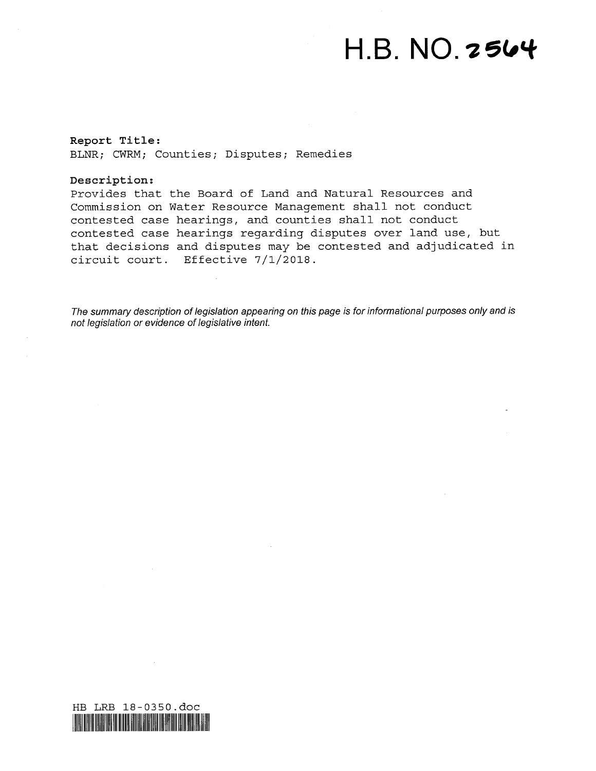# H.B. NO. 2564

**Report Title:**
BLNR; CWRM; Counties; Disputes; Remedies

**Description:**
Provides that the Board of Land and Natural Resources and Commission on Water Resource Management shall not conduct contested case hearings, and counties shall not conduct contested case hearings regarding disputes over land use, but that decisions and disputes may be contested and adjudicated in circuit court. Effective 7/1/2018.

*The summary description of legislation appearing on this page is for informational purposes only and is not legislation or evidence of legislative intent.*

HB LRB 18-0350.doc